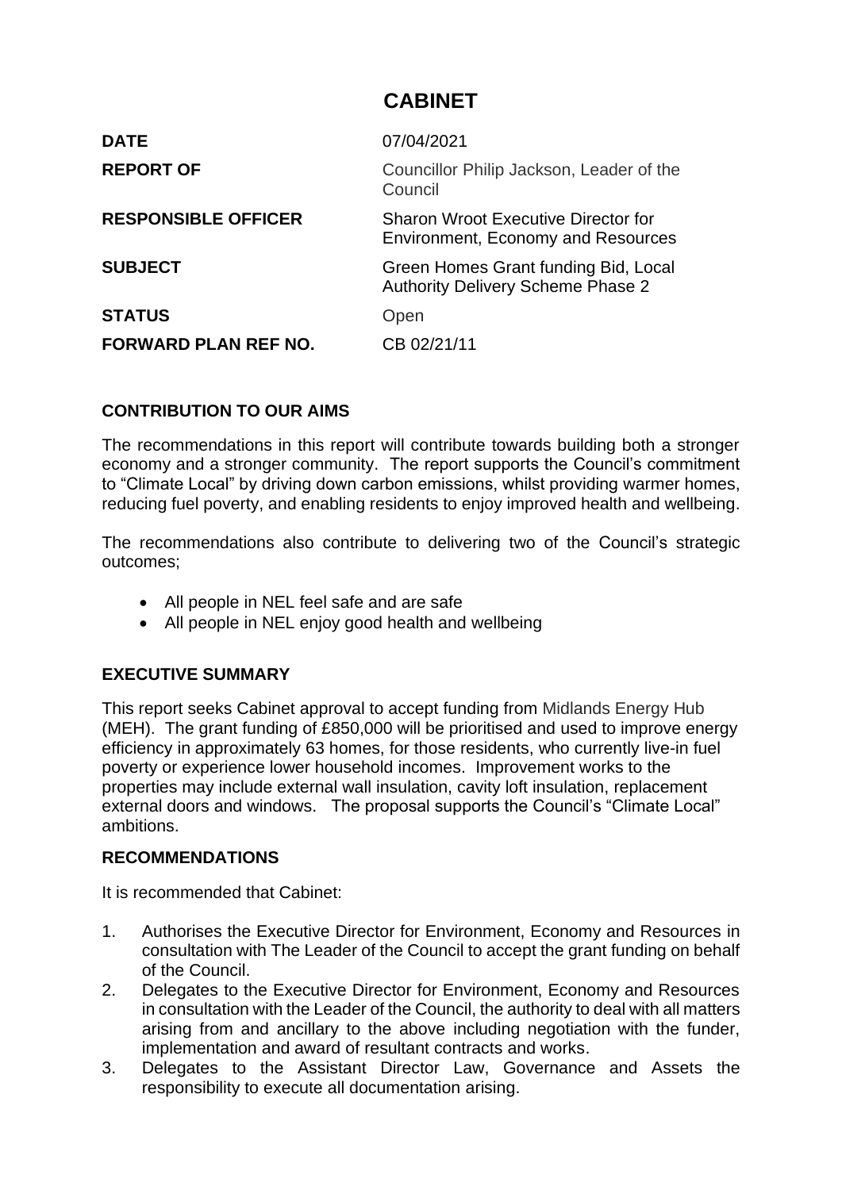# CABINET

| | |
|---|---|
| **DATE** | 07/04/2021 |
| **REPORT OF** | Councillor Philip Jackson, Leader of the Council |
| **RESPONSIBLE OFFICER** | Sharon Wroot Executive Director for Environment, Economy and Resources |
| **SUBJECT** | Green Homes Grant funding Bid, Local Authority Delivery Scheme Phase 2 |
| **STATUS** | Open |
| **FORWARD PLAN REF NO.** | CB 02/21/11 |

## CONTRIBUTION TO OUR AIMS

The recommendations in this report will contribute towards building both a stronger economy and a stronger community. The report supports the Council's commitment to "Climate Local" by driving down carbon emissions, whilst providing warmer homes, reducing fuel poverty, and enabling residents to enjoy improved health and wellbeing.

The recommendations also contribute to delivering two of the Council's strategic outcomes;

- All people in NEL feel safe and are safe
- All people in NEL enjoy good health and wellbeing

## EXECUTIVE SUMMARY

This report seeks Cabinet approval to accept funding from Midlands Energy Hub (MEH). The grant funding of £850,000 will be prioritised and used to improve energy efficiency in approximately 63 homes, for those residents, who currently live-in fuel poverty or experience lower household incomes. Improvement works to the properties may include external wall insulation, cavity loft insulation, replacement external doors and windows. The proposal supports the Council's "Climate Local" ambitions.

## RECOMMENDATIONS

It is recommended that Cabinet:

1. Authorises the Executive Director for Environment, Economy and Resources in consultation with The Leader of the Council to accept the grant funding on behalf of the Council.
2. Delegates to the Executive Director for Environment, Economy and Resources in consultation with the Leader of the Council, the authority to deal with all matters arising from and ancillary to the above including negotiation with the funder, implementation and award of resultant contracts and works.
3. Delegates to the Assistant Director Law, Governance and Assets the responsibility to execute all documentation arising.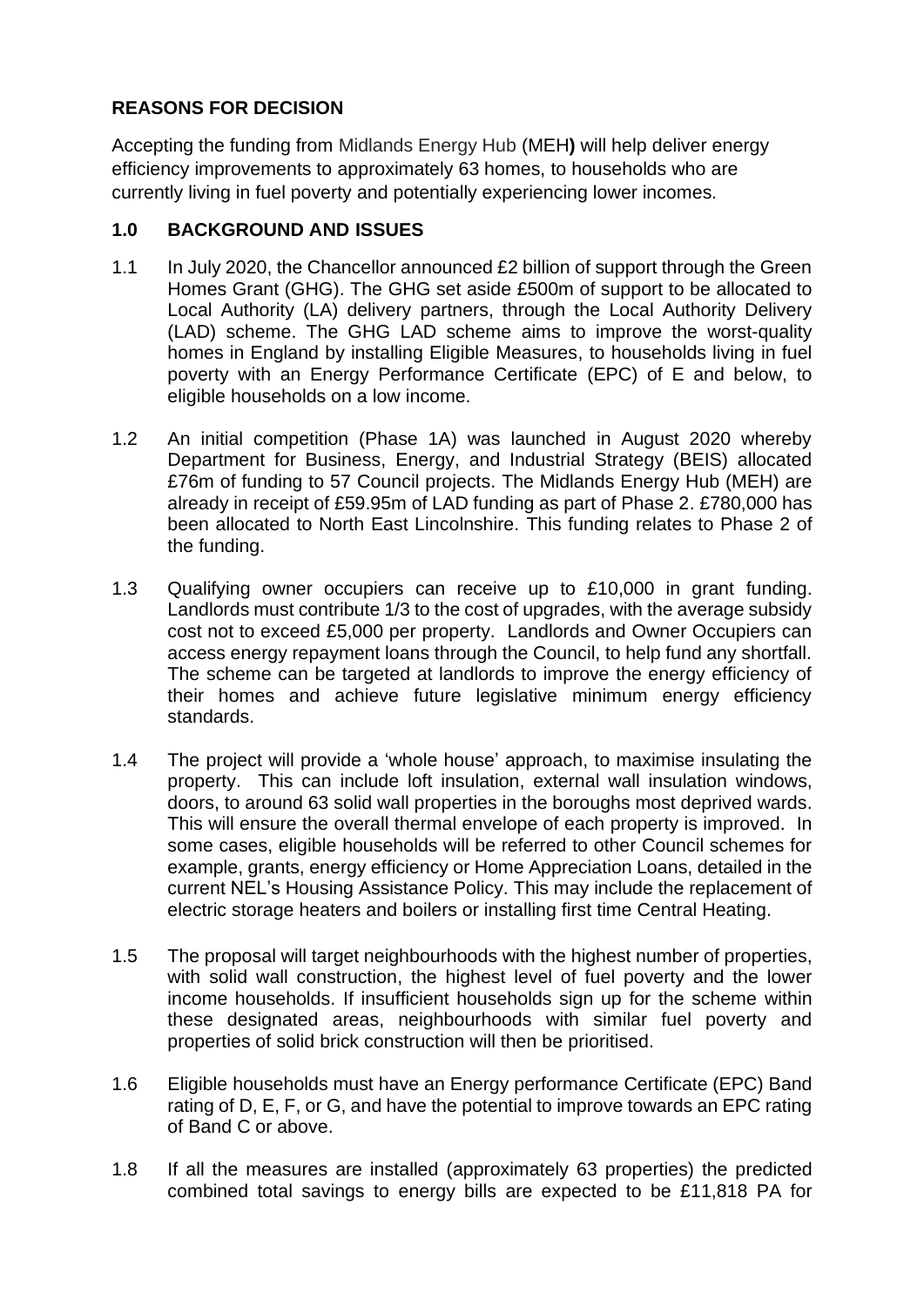## REASONS FOR DECISION

Accepting the funding from Midlands Energy Hub (MEH**)** will help deliver energy efficiency improvements to approximately 63 homes, to households who are currently living in fuel poverty and potentially experiencing lower incomes.

## 1.0 BACKGROUND AND ISSUES

1.1 In July 2020, the Chancellor announced £2 billion of support through the Green Homes Grant (GHG). The GHG set aside £500m of support to be allocated to Local Authority (LA) delivery partners, through the Local Authority Delivery (LAD) scheme. The GHG LAD scheme aims to improve the worst-quality homes in England by installing Eligible Measures, to households living in fuel poverty with an Energy Performance Certificate (EPC) of E and below, to eligible households on a low income.

1.2 An initial competition (Phase 1A) was launched in August 2020 whereby Department for Business, Energy, and Industrial Strategy (BEIS) allocated £76m of funding to 57 Council projects. The Midlands Energy Hub (MEH) are already in receipt of £59.95m of LAD funding as part of Phase 2. £780,000 has been allocated to North East Lincolnshire. This funding relates to Phase 2 of the funding.

1.3 Qualifying owner occupiers can receive up to £10,000 in grant funding. Landlords must contribute 1/3 to the cost of upgrades, with the average subsidy cost not to exceed £5,000 per property. Landlords and Owner Occupiers can access energy repayment loans through the Council, to help fund any shortfall. The scheme can be targeted at landlords to improve the energy efficiency of their homes and achieve future legislative minimum energy efficiency standards.

1.4 The project will provide a 'whole house' approach, to maximise insulating the property. This can include loft insulation, external wall insulation windows, doors, to around 63 solid wall properties in the boroughs most deprived wards. This will ensure the overall thermal envelope of each property is improved. In some cases, eligible households will be referred to other Council schemes for example, grants, energy efficiency or Home Appreciation Loans, detailed in the current NEL's Housing Assistance Policy. This may include the replacement of electric storage heaters and boilers or installing first time Central Heating.

1.5 The proposal will target neighbourhoods with the highest number of properties, with solid wall construction, the highest level of fuel poverty and the lower income households. If insufficient households sign up for the scheme within these designated areas, neighbourhoods with similar fuel poverty and properties of solid brick construction will then be prioritised.

1.6 Eligible households must have an Energy performance Certificate (EPC) Band rating of D, E, F, or G, and have the potential to improve towards an EPC rating of Band C or above.

1.8 If all the measures are installed (approximately 63 properties) the predicted combined total savings to energy bills are expected to be £11,818 PA for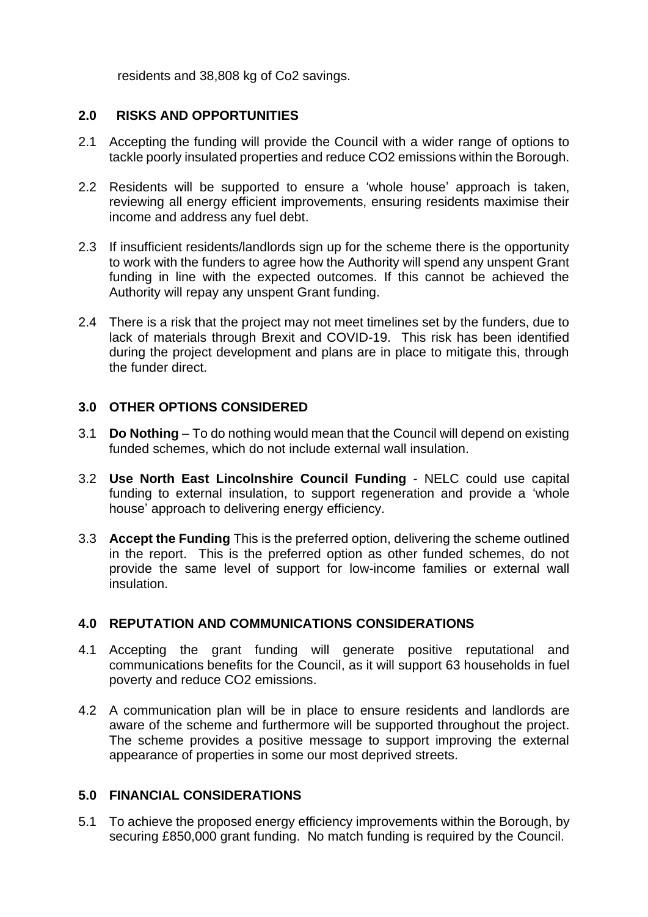residents and 38,808 kg of Co2 savings.

## 2.0 RISKS AND OPPORTUNITIES

2.1 Accepting the funding will provide the Council with a wider range of options to tackle poorly insulated properties and reduce CO2 emissions within the Borough.

2.2 Residents will be supported to ensure a 'whole house' approach is taken, reviewing all energy efficient improvements, ensuring residents maximise their income and address any fuel debt.

2.3 If insufficient residents/landlords sign up for the scheme there is the opportunity to work with the funders to agree how the Authority will spend any unspent Grant funding in line with the expected outcomes. If this cannot be achieved the Authority will repay any unspent Grant funding.

2.4 There is a risk that the project may not meet timelines set by the funders, due to lack of materials through Brexit and COVID-19. This risk has been identified during the project development and plans are in place to mitigate this, through the funder direct.

## 3.0 OTHER OPTIONS CONSIDERED

3.1 **Do Nothing** – To do nothing would mean that the Council will depend on existing funded schemes, which do not include external wall insulation.

3.2 **Use North East Lincolnshire Council Funding** - NELC could use capital funding to external insulation, to support regeneration and provide a 'whole house' approach to delivering energy efficiency.

3.3 **Accept the Funding** This is the preferred option, delivering the scheme outlined in the report. This is the preferred option as other funded schemes, do not provide the same level of support for low-income families or external wall insulation.

## 4.0 REPUTATION AND COMMUNICATIONS CONSIDERATIONS

4.1 Accepting the grant funding will generate positive reputational and communications benefits for the Council, as it will support 63 households in fuel poverty and reduce CO2 emissions.

4.2 A communication plan will be in place to ensure residents and landlords are aware of the scheme and furthermore will be supported throughout the project. The scheme provides a positive message to support improving the external appearance of properties in some our most deprived streets.

## 5.0 FINANCIAL CONSIDERATIONS

5.1 To achieve the proposed energy efficiency improvements within the Borough, by securing £850,000 grant funding. No match funding is required by the Council.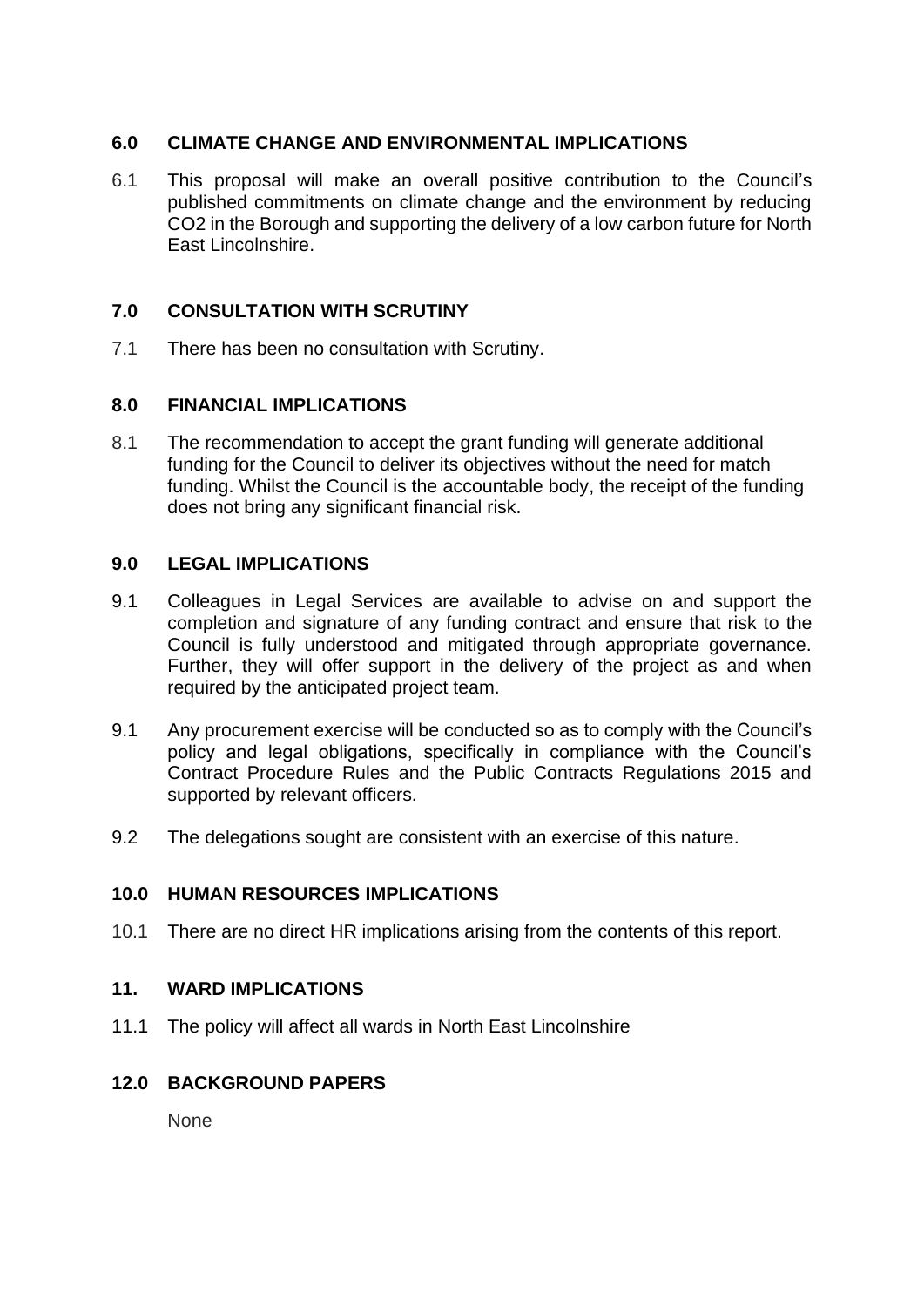## 6.0 CLIMATE CHANGE AND ENVIRONMENTAL IMPLICATIONS

6.1 This proposal will make an overall positive contribution to the Council's published commitments on climate change and the environment by reducing $CO_2$ in the Borough and supporting the delivery of a low carbon future for North East Lincolnshire.

## 7.0 CONSULTATION WITH SCRUTINY

7.1 There has been no consultation with Scrutiny.

## 8.0 FINANCIAL IMPLICATIONS

8.1 The recommendation to accept the grant funding will generate additional funding for the Council to deliver its objectives without the need for match funding. Whilst the Council is the accountable body, the receipt of the funding does not bring any significant financial risk.

## 9.0 LEGAL IMPLICATIONS

9.1 Colleagues in Legal Services are available to advise on and support the completion and signature of any funding contract and ensure that risk to the Council is fully understood and mitigated through appropriate governance. Further, they will offer support in the delivery of the project as and when required by the anticipated project team.

9.1 Any procurement exercise will be conducted so as to comply with the Council's policy and legal obligations, specifically in compliance with the Council's Contract Procedure Rules and the Public Contracts Regulations 2015 and supported by relevant officers.

9.2 The delegations sought are consistent with an exercise of this nature.

## 10.0 HUMAN RESOURCES IMPLICATIONS

10.1 There are no direct HR implications arising from the contents of this report.

## 11. WARD IMPLICATIONS

11.1 The policy will affect all wards in North East Lincolnshire

## 12.0 BACKGROUND PAPERS

None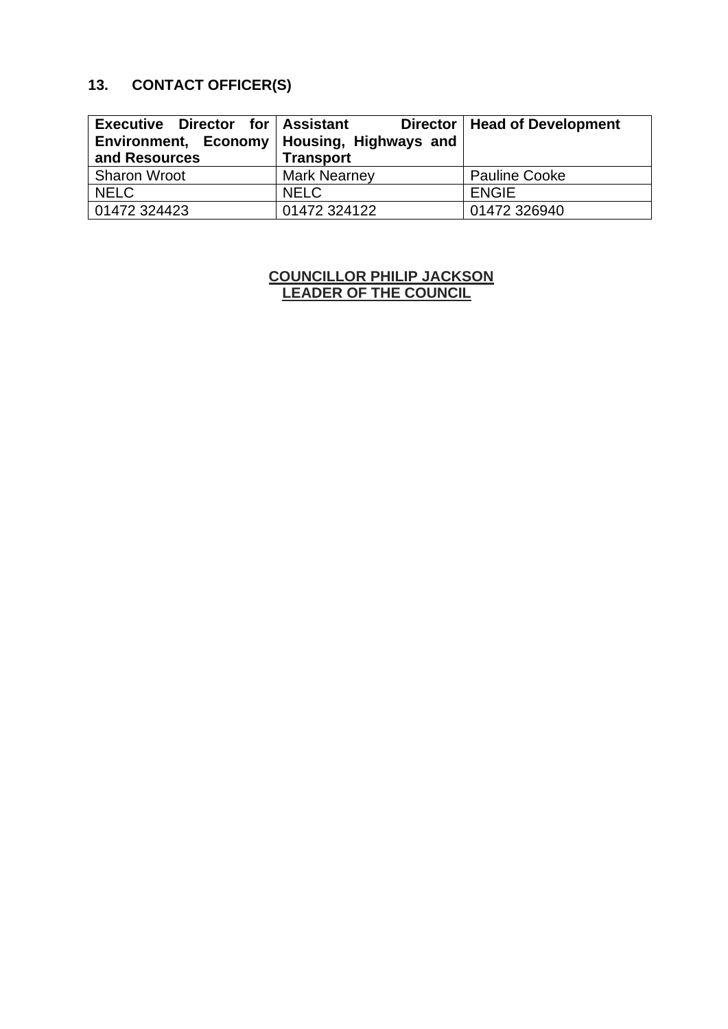## 13. CONTACT OFFICER(S)

| Executive Director for Environment, Economy and Resources | Assistant Director Housing, Highways and Transport | Head of Development |
|---|---|---|
| Sharon Wroot | Mark Nearney | Pauline Cooke |
| NELC | NELC | ENGIE |
| 01472 324423 | 01472 324122 | 01472 326940 |

**COUNCILLOR PHILIP JACKSON**
**LEADER OF THE COUNCIL**